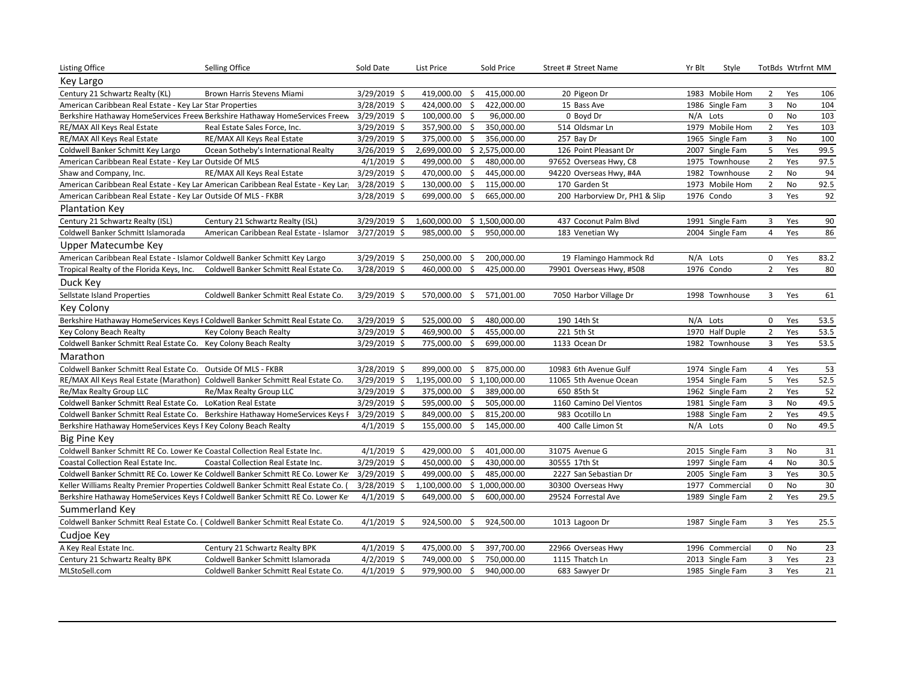| Listing Office | Selling Office | Sold Date | List Price | Sold Price | Street # Street Name | Yr Blt | Style | TotBds | Wtrfrnt | MM |
|---|---|---|---|---|---|---|---|---|---|---|
| **Key Largo** | | | | | | | | | | |
| Century 21 Schwartz Realty (KL) | Brown Harris Stevens Miami | 3/29/2019 | $ 419,000.00 | $ 415,000.00 | 20 Pigeon Dr | 1983 | Mobile Hom | 2 | Yes | 106 |
| American Caribbean Real Estate - Key Lar | Star Properties | 3/28/2019 | $ 424,000.00 | $ 422,000.00 | 15 Bass Ave | 1986 | Single Fam | 3 | No | 104 |
| Berkshire Hathaway HomeServices Freew | Berkshire Hathaway HomeServices Freew | 3/29/2019 | $ 100,000.00 | $ 96,000.00 | 0 Boyd Dr | N/A | Lots | 0 | No | 103 |
| RE/MAX All Keys Real Estate | Real Estate Sales Force, Inc. | 3/29/2019 | $ 357,900.00 | $ 350,000.00 | 514 Oldsmar Ln | 1979 | Mobile Hom | 2 | Yes | 103 |
| RE/MAX All Keys Real Estate | RE/MAX All Keys Real Estate | 3/29/2019 | $ 375,000.00 | $ 356,000.00 | 257 Bay Dr | 1965 | Single Fam | 3 | No | 100 |
| Coldwell Banker Schmitt Key Largo | Ocean Sotheby's International Realty | 3/26/2019 | $ 2,699,000.00 | $ 2,575,000.00 | 126 Point Pleasant Dr | 2007 | Single Fam | 5 | Yes | 99.5 |
| American Caribbean Real Estate - Key Lar | Outside Of MLS | 4/1/2019 | $ 499,000.00 | $ 480,000.00 | 97652 Overseas Hwy, C8 | 1975 | Townhouse | 2 | Yes | 97.5 |
| Shaw and Company, Inc. | RE/MAX All Keys Real Estate | 3/29/2019 | $ 470,000.00 | $ 445,000.00 | 94220 Overseas Hwy, #4A | 1982 | Townhouse | 2 | No | 94 |
| American Caribbean Real Estate - Key Lar | American Caribbean Real Estate - Key Lar | 3/28/2019 | $ 130,000.00 | $ 115,000.00 | 170 Garden St | 1973 | Mobile Hom | 2 | No | 92.5 |
| American Caribbean Real Estate - Key Lar | Outside Of MLS - FKBR | 3/28/2019 | $ 699,000.00 | $ 665,000.00 | 200 Harborview Dr, PH1 & Slip | 1976 | Condo | 3 | Yes | 92 |
| **Plantation Key** | | | | | | | | | | |
| Century 21 Schwartz Realty (ISL) | Century 21 Schwartz Realty (ISL) | 3/29/2019 | $ 1,600,000.00 | $ 1,500,000.00 | 437 Coconut Palm Blvd | 1991 | Single Fam | 3 | Yes | 90 |
| Coldwell Banker Schmitt Islamorada | American Caribbean Real Estate - Islamor | 3/27/2019 | $ 985,000.00 | $ 950,000.00 | 183 Venetian Wy | 2004 | Single Fam | 4 | Yes | 86 |
| **Upper Matecumbe Key** | | | | | | | | | | |
| American Caribbean Real Estate - Islamor | Coldwell Banker Schmitt Key Largo | 3/29/2019 | $ 250,000.00 | $ 200,000.00 | 19 Flamingo Hammock Rd | N/A | Lots | 0 | Yes | 83.2 |
| Tropical Realty of the Florida Keys, Inc. | Coldwell Banker Schmitt Real Estate Co. | 3/28/2019 | $ 460,000.00 | $ 425,000.00 | 79901 Overseas Hwy, #508 | 1976 | Condo | 2 | Yes | 80 |
| **Duck Key** | | | | | | | | | | |
| Sellstate Island Properties | Coldwell Banker Schmitt Real Estate Co. | 3/29/2019 | $ 570,000.00 | $ 571,001.00 | 7050 Harbor Village Dr | 1998 | Townhouse | 3 | Yes | 61 |
| **Key Colony** | | | | | | | | | | |
| Berkshire Hathaway HomeServices Keys I | Coldwell Banker Schmitt Real Estate Co. | 3/29/2019 | $ 525,000.00 | $ 480,000.00 | 190 14th St | N/A | Lots | 0 | Yes | 53.5 |
| Key Colony Beach Realty | Key Colony Beach Realty | 3/29/2019 | $ 469,900.00 | $ 455,000.00 | 221 5th St | 1970 | Half Duple | 2 | Yes | 53.5 |
| Coldwell Banker Schmitt Real Estate Co. | Key Colony Beach Realty | 3/29/2019 | $ 775,000.00 | $ 699,000.00 | 1133 Ocean Dr | 1982 | Townhouse | 3 | Yes | 53.5 |
| **Marathon** | | | | | | | | | | |
| Coldwell Banker Schmitt Real Estate Co. | Outside Of MLS - FKBR | 3/28/2019 | $ 899,000.00 | $ 875,000.00 | 10983 6th Avenue Gulf | 1974 | Single Fam | 4 | Yes | 53 |
| RE/MAX All Keys Real Estate (Marathon) | Coldwell Banker Schmitt Real Estate Co. | 3/29/2019 | $ 1,195,000.00 | $ 1,100,000.00 | 11065 5th Avenue Ocean | 1954 | Single Fam | 5 | Yes | 52.5 |
| Re/Max Realty Group LLC | Re/Max Realty Group LLC | 3/29/2019 | $ 375,000.00 | $ 389,000.00 | 650 85th St | 1962 | Single Fam | 2 | Yes | 52 |
| Coldwell Banker Schmitt Real Estate Co. | LoKation Real Estate | 3/29/2019 | $ 595,000.00 | $ 505,000.00 | 1160 Camino Del Vientos | 1981 | Single Fam | 3 | No | 49.5 |
| Coldwell Banker Schmitt Real Estate Co. | Berkshire Hathaway HomeServices Keys F | 3/29/2019 | $ 849,000.00 | $ 815,200.00 | 983 Ocotillo Ln | 1988 | Single Fam | 2 | Yes | 49.5 |
| Berkshire Hathaway HomeServices Keys I | Key Colony Beach Realty | 4/1/2019 | $ 155,000.00 | $ 145,000.00 | 400 Calle Limon St | N/A | Lots | 0 | No | 49.5 |
| **Big Pine Key** | | | | | | | | | | |
| Coldwell Banker Schmitt RE Co. Lower Ke | Coastal Collection Real Estate Inc. | 4/1/2019 | $ 429,000.00 | $ 401,000.00 | 31075 Avenue G | 2015 | Single Fam | 3 | No | 31 |
| Coastal Collection Real Estate Inc. | Coastal Collection Real Estate Inc. | 3/29/2019 | $ 450,000.00 | $ 430,000.00 | 30555 17th St | 1997 | Single Fam | 4 | No | 30.5 |
| Coldwell Banker Schmitt RE Co. Lower Ke | Coldwell Banker Schmitt RE Co. Lower Ke | 3/29/2019 | $ 499,000.00 | $ 485,000.00 | 2227 San Sebastian Dr | 2005 | Single Fam | 3 | Yes | 30.5 |
| Keller Williams Realty Premier Properties | Coldwell Banker Schmitt Real Estate Co. ( | 3/28/2019 | $ 1,100,000.00 | $ 1,000,000.00 | 30300 Overseas Hwy | 1977 | Commercial | 0 | No | 30 |
| Berkshire Hathaway HomeServices Keys I | Coldwell Banker Schmitt RE Co. Lower Ke | 4/1/2019 | $ 649,000.00 | $ 600,000.00 | 29524 Forrestal Ave | 1989 | Single Fam | 2 | Yes | 29.5 |
| **Summerland Key** | | | | | | | | | | |
| Coldwell Banker Schmitt Real Estate Co. ( | Coldwell Banker Schmitt Real Estate Co. | 4/1/2019 | $ 924,500.00 | $ 924,500.00 | 1013 Lagoon Dr | 1987 | Single Fam | 3 | Yes | 25.5 |
| **Cudjoe Key** | | | | | | | | | | |
| A Key Real Estate Inc. | Century 21 Schwartz Realty BPK | 4/1/2019 | $ 475,000.00 | $ 397,700.00 | 22966 Overseas Hwy | 1996 | Commercial | 0 | No | 23 |
| Century 21 Schwartz Realty BPK | Coldwell Banker Schmitt Islamorada | 4/2/2019 | $ 749,000.00 | $ 750,000.00 | 1115 Thatch Ln | 2013 | Single Fam | 3 | Yes | 23 |
| MLStoSell.com | Coldwell Banker Schmitt Real Estate Co. | 4/1/2019 | $ 979,900.00 | $ 940,000.00 | 683 Sawyer Dr | 1985 | Single Fam | 3 | Yes | 21 |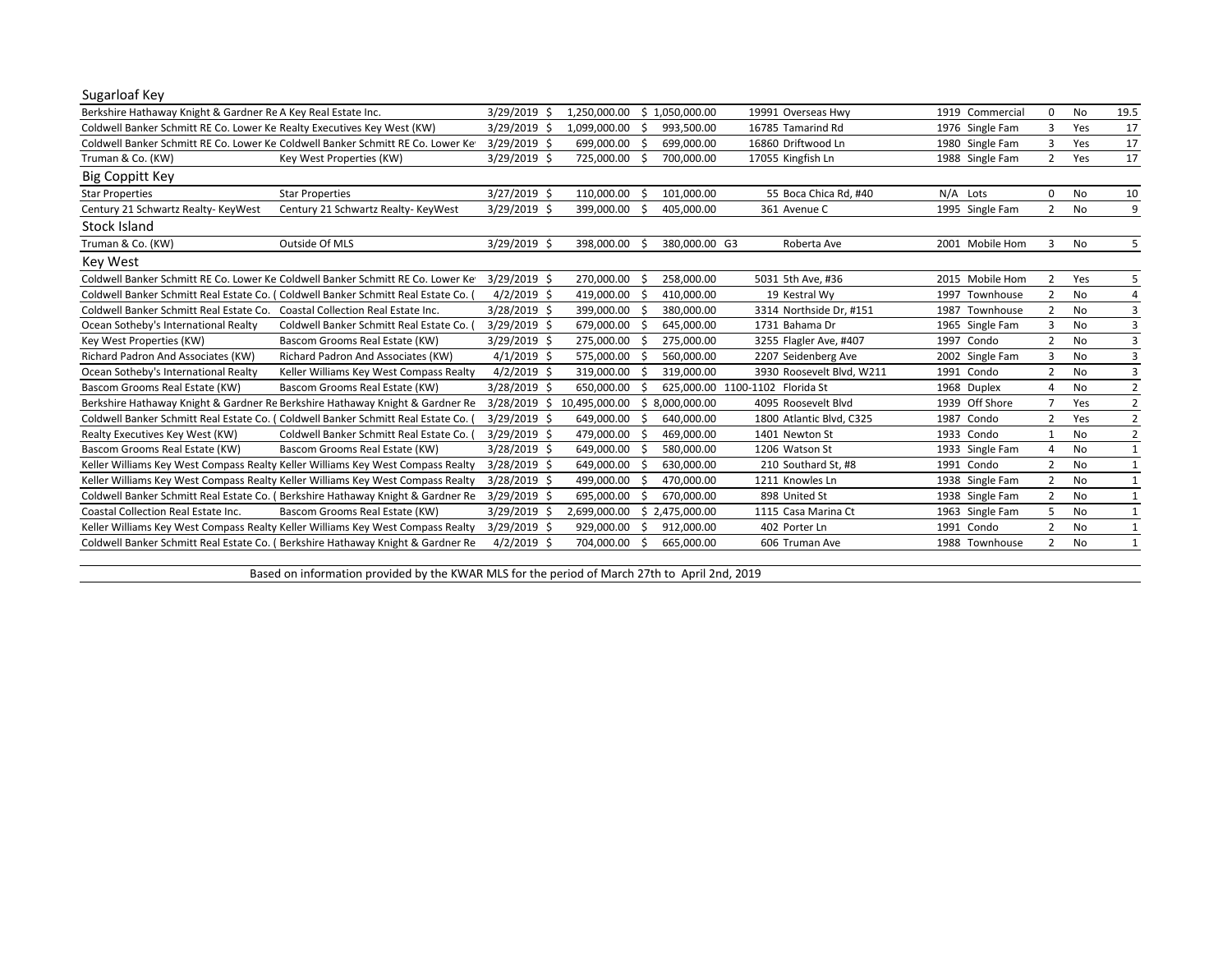## Sugarloaf Key

| | | | | | | | | | | | |
|---|---|---|---|---|---|---|---|---|---|---|---|
| Berkshire Hathaway Knight & Gardner Re | A Key Real Estate Inc. | 3/29/2019 | $ 1,250,000.00 | $ 1,050,000.00 | 19991 | Overseas Hwy | 1919 | Commercial | 0 | No | 19.5 |
| Coldwell Banker Schmitt RE Co. Lower Ke | Realty Executives Key West (KW) | 3/29/2019 | $ 1,099,000.00 | $ 993,500.00 | 16785 | Tamarind Rd | 1976 | Single Fam | 3 | Yes | 17 |
| Coldwell Banker Schmitt RE Co. Lower Ke | Coldwell Banker Schmitt RE Co. Lower Ke | 3/29/2019 | $ 699,000.00 | $ 699,000.00 | 16860 | Driftwood Ln | 1980 | Single Fam | 3 | Yes | 17 |
| Truman & Co. (KW) | Key West Properties (KW) | 3/29/2019 | $ 725,000.00 | $ 700,000.00 | 17055 | Kingfish Ln | 1988 | Single Fam | 2 | Yes | 17 |

## Big Coppitt Key

| | | | | | | | | | | | |
|---|---|---|---|---|---|---|---|---|---|---|---|
| Star Properties | Star Properties | 3/27/2019 | $ 110,000.00 | $ 101,000.00 | 55 | Boca Chica Rd, #40 | N/A | Lots | 0 | No | 10 |
| Century 21 Schwartz Realty- KeyWest | Century 21 Schwartz Realty- KeyWest | 3/29/2019 | $ 399,000.00 | $ 405,000.00 | 361 | Avenue C | 1995 | Single Fam | 2 | No | 9 |

## Stock Island

| | | | | | | | | | | | |
|---|---|---|---|---|---|---|---|---|---|---|---|
| Truman & Co. (KW) | Outside Of MLS | 3/29/2019 | $ 398,000.00 | $ 380,000.00 | G3 | Roberta Ave | 2001 | Mobile Hom | 3 | No | 5 |

## Key West

| | | | | | | | | | | | |
|---|---|---|---|---|---|---|---|---|---|---|---|
| Coldwell Banker Schmitt RE Co. Lower Ke | Coldwell Banker Schmitt RE Co. Lower Ke | 3/29/2019 | $ 270,000.00 | $ 258,000.00 | 5031 | 5th Ave, #36 | 2015 | Mobile Hom | 2 | Yes | 5 |
| Coldwell Banker Schmitt Real Estate Co. ( | Coldwell Banker Schmitt Real Estate Co. ( | 4/2/2019 | $ 419,000.00 | $ 410,000.00 | 19 | Kestral Wy | 1997 | Townhouse | 2 | No | 4 |
| Coldwell Banker Schmitt Real Estate Co. | Coastal Collection Real Estate Inc. | 3/28/2019 | $ 399,000.00 | $ 380,000.00 | 3314 | Northside Dr, #151 | 1987 | Townhouse | 2 | No | 3 |
| Ocean Sotheby's International Realty | Coldwell Banker Schmitt Real Estate Co. ( | 3/29/2019 | $ 679,000.00 | $ 645,000.00 | 1731 | Bahama Dr | 1965 | Single Fam | 3 | No | 3 |
| Key West Properties (KW) | Bascom Grooms Real Estate (KW) | 3/29/2019 | $ 275,000.00 | $ 275,000.00 | 3255 | Flagler Ave, #407 | 1997 | Condo | 2 | No | 3 |
| Richard Padron And Associates (KW) | Richard Padron And Associates (KW) | 4/1/2019 | $ 575,000.00 | $ 560,000.00 | 2207 | Seidenberg Ave | 2002 | Single Fam | 3 | No | 3 |
| Ocean Sotheby's International Realty | Keller Williams Key West Compass Realty | 4/2/2019 | $ 319,000.00 | $ 319,000.00 | 3930 | Roosevelt Blvd, W211 | 1991 | Condo | 2 | No | 3 |
| Bascom Grooms Real Estate (KW) | Bascom Grooms Real Estate (KW) | 3/28/2019 | $ 650,000.00 | $ 625,000.00 | 1100-1102 | Florida St | 1968 | Duplex | 4 | No | 2 |
| Berkshire Hathaway Knight & Gardner Re | Berkshire Hathaway Knight & Gardner Re | 3/28/2019 | $ 10,495,000.00 | $ 8,000,000.00 | 4095 | Roosevelt Blvd | 1939 | Off Shore | 7 | Yes | 2 |
| Coldwell Banker Schmitt Real Estate Co. ( | Coldwell Banker Schmitt Real Estate Co. ( | 3/29/2019 | $ 649,000.00 | $ 640,000.00 | 1800 | Atlantic Blvd, C325 | 1987 | Condo | 2 | Yes | 2 |
| Realty Executives Key West (KW) | Coldwell Banker Schmitt Real Estate Co. ( | 3/29/2019 | $ 479,000.00 | $ 469,000.00 | 1401 | Newton St | 1933 | Condo | 1 | No | 2 |
| Bascom Grooms Real Estate (KW) | Bascom Grooms Real Estate (KW) | 3/28/2019 | $ 649,000.00 | $ 580,000.00 | 1206 | Watson St | 1933 | Single Fam | 4 | No | 1 |
| Keller Williams Key West Compass Realty | Keller Williams Key West Compass Realty | 3/28/2019 | $ 649,000.00 | $ 630,000.00 | 210 | Southard St, #8 | 1991 | Condo | 2 | No | 1 |
| Keller Williams Key West Compass Realty | Keller Williams Key West Compass Realty | 3/28/2019 | $ 499,000.00 | $ 470,000.00 | 1211 | Knowles Ln | 1938 | Single Fam | 2 | No | 1 |
| Coldwell Banker Schmitt Real Estate Co. ( | Berkshire Hathaway Knight & Gardner Re | 3/29/2019 | $ 695,000.00 | $ 670,000.00 | 898 | United St | 1938 | Single Fam | 2 | No | 1 |
| Coastal Collection Real Estate Inc. | Bascom Grooms Real Estate (KW) | 3/29/2019 | $ 2,699,000.00 | $ 2,475,000.00 | 1115 | Casa Marina Ct | 1963 | Single Fam | 5 | No | 1 |
| Keller Williams Key West Compass Realty | Keller Williams Key West Compass Realty | 3/29/2019 | $ 929,000.00 | $ 912,000.00 | 402 | Porter Ln | 1991 | Condo | 2 | No | 1 |
| Coldwell Banker Schmitt Real Estate Co. ( | Berkshire Hathaway Knight & Gardner Re | 4/2/2019 | $ 704,000.00 | $ 665,000.00 | 606 | Truman Ave | 1988 | Townhouse | 2 | No | 1 |

Based on information provided by the KWAR MLS for the period of March 27th to April 2nd, 2019